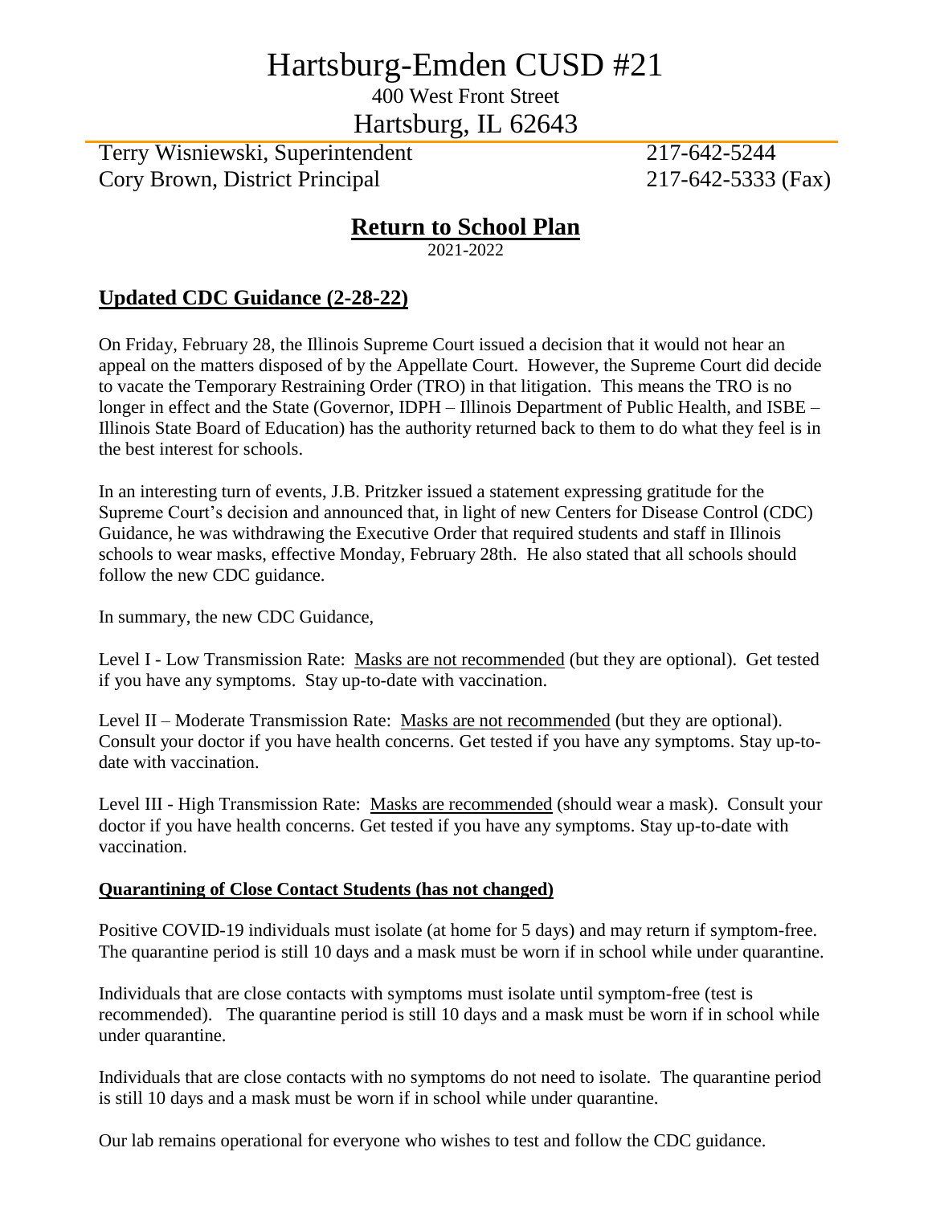# Hartsburg-Emden CUSD #21

400 West Front Street

Hartsburg, IL 62643

Terry Wisniewski, Superintendent 217-642-5244

Cory Brown, District Principal 217-642-5333 (Fax)

## Return to School Plan

2021-2022

## Updated CDC Guidance (2-28-22)

On Friday, February 28, the Illinois Supreme Court issued a decision that it would not hear an appeal on the matters disposed of by the Appellate Court. However, the Supreme Court did decide to vacate the Temporary Restraining Order (TRO) in that litigation. This means the TRO is no longer in effect and the State (Governor, IDPH – Illinois Department of Public Health, and ISBE – Illinois State Board of Education) has the authority returned back to them to do what they feel is in the best interest for schools.

In an interesting turn of events, J.B. Pritzker issued a statement expressing gratitude for the Supreme Court's decision and announced that, in light of new Centers for Disease Control (CDC) Guidance, he was withdrawing the Executive Order that required students and staff in Illinois schools to wear masks, effective Monday, February 28th. He also stated that all schools should follow the new CDC guidance.

In summary, the new CDC Guidance,

Level I - Low Transmission Rate: Masks are not recommended (but they are optional). Get tested if you have any symptoms. Stay up-to-date with vaccination.

Level II – Moderate Transmission Rate: Masks are not recommended (but they are optional). Consult your doctor if you have health concerns. Get tested if you have any symptoms. Stay up-to-date with vaccination.

Level III - High Transmission Rate: Masks are recommended (should wear a mask). Consult your doctor if you have health concerns. Get tested if you have any symptoms. Stay up-to-date with vaccination.

### Quarantining of Close Contact Students (has not changed)

Positive COVID-19 individuals must isolate (at home for 5 days) and may return if symptom-free. The quarantine period is still 10 days and a mask must be worn if in school while under quarantine.

Individuals that are close contacts with symptoms must isolate until symptom-free (test is recommended). The quarantine period is still 10 days and a mask must be worn if in school while under quarantine.

Individuals that are close contacts with no symptoms do not need to isolate. The quarantine period is still 10 days and a mask must be worn if in school while under quarantine.

Our lab remains operational for everyone who wishes to test and follow the CDC guidance.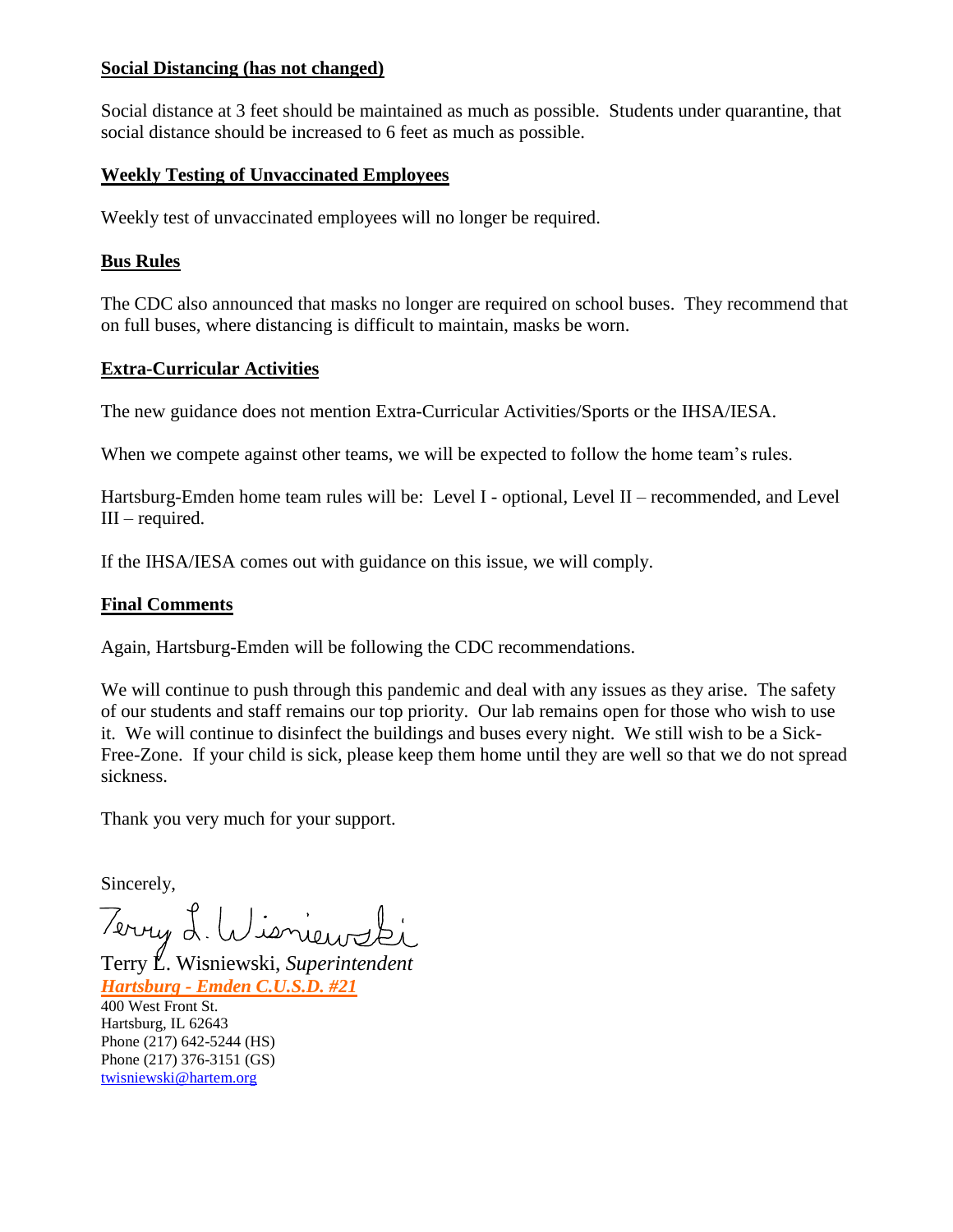**Social Distancing (has not changed)**

Social distance at 3 feet should be maintained as much as possible. Students under quarantine, that social distance should be increased to 6 feet as much as possible.

**Weekly Testing of Unvaccinated Employees**

Weekly test of unvaccinated employees will no longer be required.

**Bus Rules**

The CDC also announced that masks no longer are required on school buses. They recommend that on full buses, where distancing is difficult to maintain, masks be worn.

**Extra-Curricular Activities**

The new guidance does not mention Extra-Curricular Activities/Sports or the IHSA/IESA.

When we compete against other teams, we will be expected to follow the home team's rules.

Hartsburg-Emden home team rules will be: Level I - optional, Level II – recommended, and Level III – required.

If the IHSA/IESA comes out with guidance on this issue, we will comply.

**Final Comments**

Again, Hartsburg-Emden will be following the CDC recommendations.

We will continue to push through this pandemic and deal with any issues as they arise. The safety of our students and staff remains our top priority. Our lab remains open for those who wish to use it. We will continue to disinfect the buildings and buses every night. We still wish to be a Sick-Free-Zone. If your child is sick, please keep them home until they are well so that we do not spread sickness.

Thank you very much for your support.

Sincerely,

Terry L. Wisniewski

Terry L. Wisniewski, *Superintendent*
***Hartsburg - Emden C.U.S.D. #21***
400 West Front St.
Hartsburg, IL 62643
Phone (217) 642-5244 (HS)
Phone (217) 376-3151 (GS)
twisniewski@hartem.org